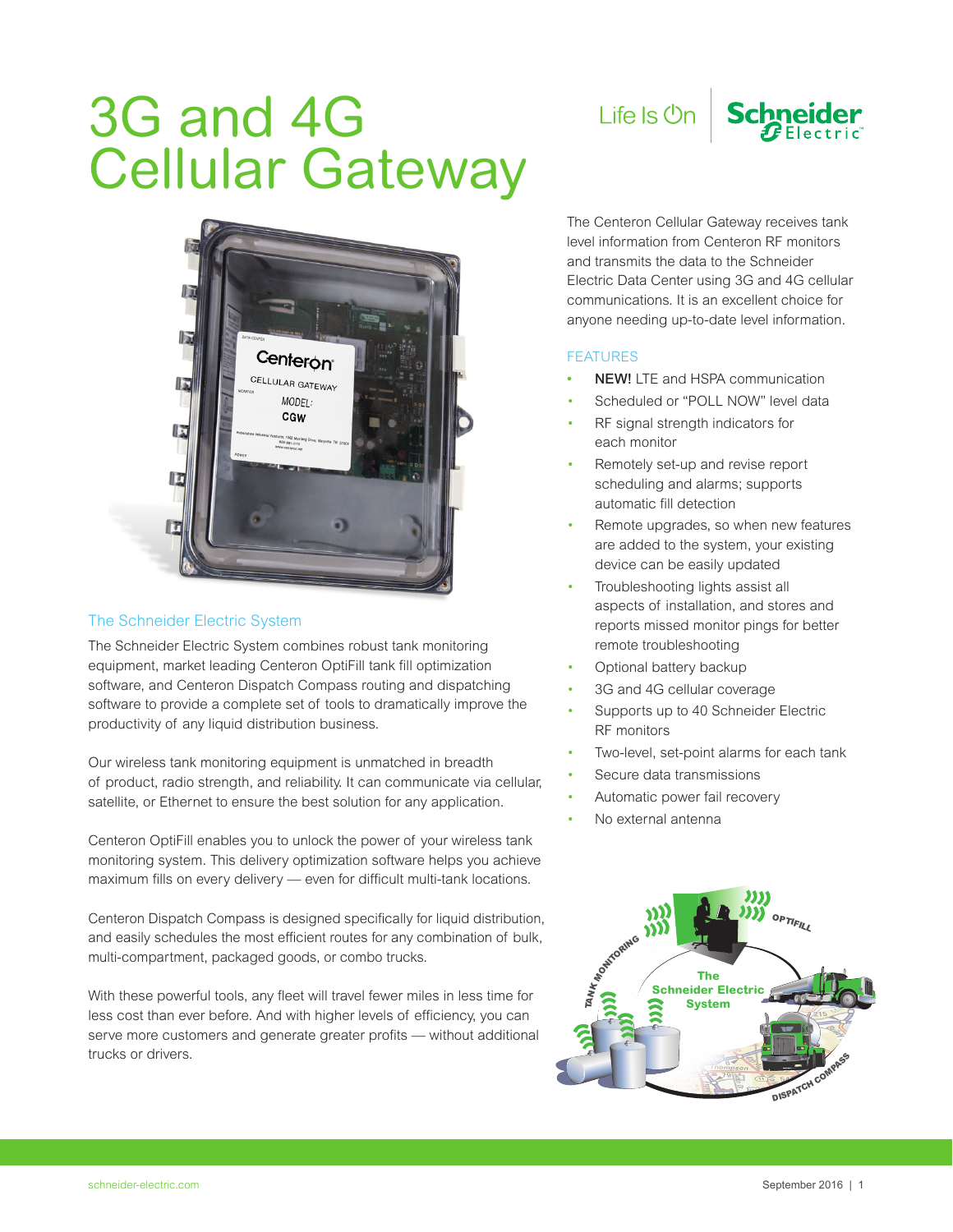# 3G and 4G Cellular Gateway

The Centeron Cellular Gateway receives tank level information from Centeron RF monitors and transmits the data to the Schneider Electric Data Center using 3G and 4G cellular communications. It is an excellent choice for anyone needing up-to-date level information.

## FEATURES

- **NEW!** LTE and HSPA communication
- Scheduled or "POLL NOW" level data
- RF signal strength indicators for each monitor
- Remotely set-up and revise report scheduling and alarms; supports automatic fill detection
- Remote upgrades, so when new features are added to the system, your existing device can be easily updated
- Troubleshooting lights assist all aspects of installation, and stores and reports missed monitor pings for better remote troubleshooting
- Optional battery backup
- 3G and 4G cellular coverage
- Supports up to 40 Schneider Electric RF monitors
- Two-level, set-point alarms for each tank
- Secure data transmissions
- Automatic power fail recovery
- No external antenna

## The Schneider Electric System

The Schneider Electric System combines robust tank monitoring equipment, market leading Centeron OptiFill tank fill optimization software, and Centeron Dispatch Compass routing and dispatching software to provide a complete set of tools to dramatically improve the productivity of any liquid distribution business.

Our wireless tank monitoring equipment is unmatched in breadth of product, radio strength, and reliability. It can communicate via cellular, satellite, or Ethernet to ensure the best solution for any application.

Centeron OptiFill enables you to unlock the power of your wireless tank monitoring system. This delivery optimization software helps you achieve maximum fills on every delivery — even for difficult multi-tank locations.

Centeron Dispatch Compass is designed specifically for liquid distribution, and easily schedules the most efficient routes for any combination of bulk, multi-compartment, packaged goods, or combo trucks.

With these powerful tools, any fleet will travel fewer miles in less time for less cost than ever before. And with higher levels of efficiency, you can serve more customers and generate greater profits — without additional trucks or drivers.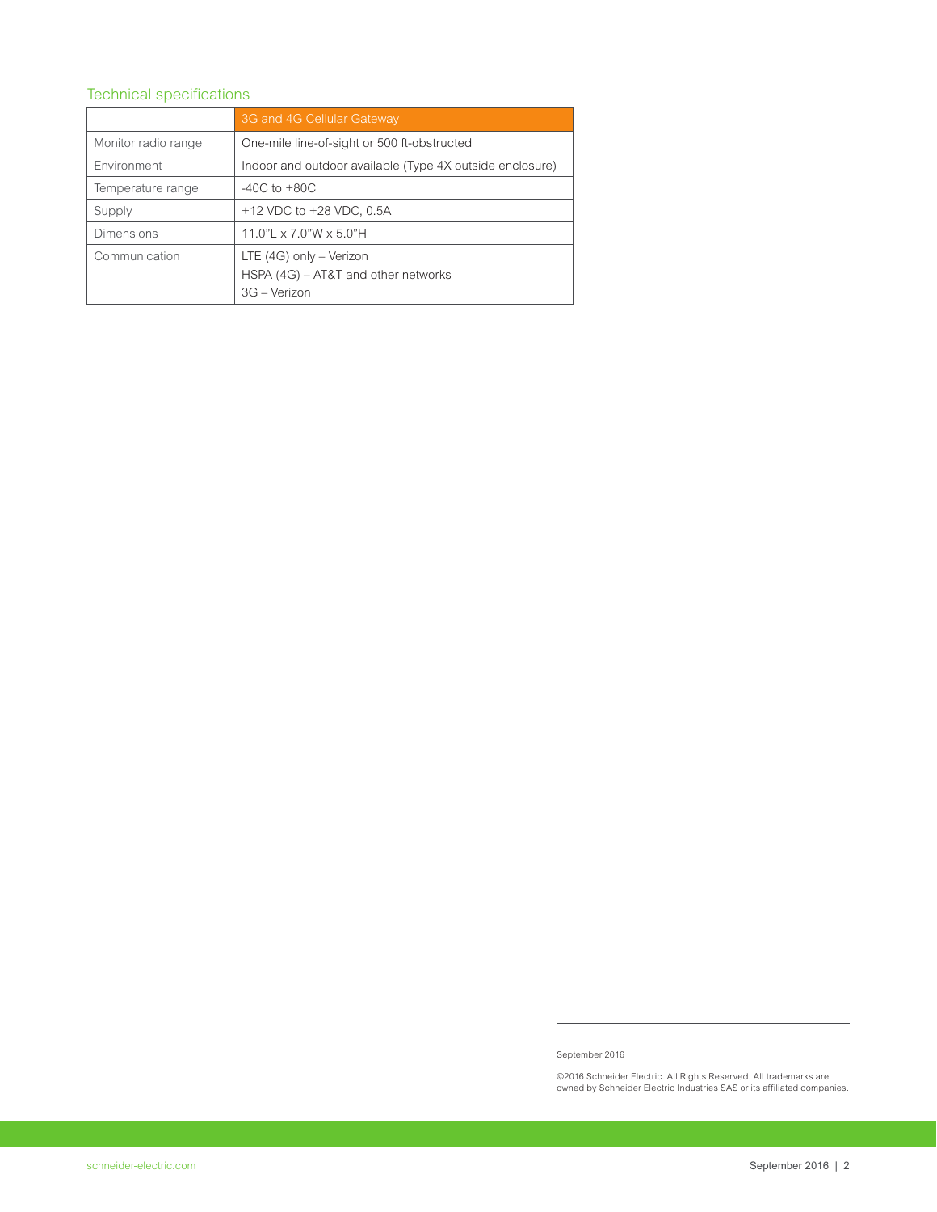## Technical specifications

| | 3G and 4G Cellular Gateway |
|---|---|
| Monitor radio range | One-mile line-of-sight or 500 ft-obstructed |
| Environment | Indoor and outdoor available (Type 4X outside enclosure) |
| Temperature range | -40C to +80C |
| Supply | +12 VDC to +28 VDC, 0.5A |
| Dimensions | 11.0"L x 7.0"W x 5.0"H |
| Communication | LTE (4G) only – Verizon<br>HSPA (4G) – AT&T and other networks<br>3G – Verizon |

September 2016

©2016 Schneider Electric. All Rights Reserved. All trademarks are owned by Schneider Electric Industries SAS or its affiliated companies.

schneider-electric.com